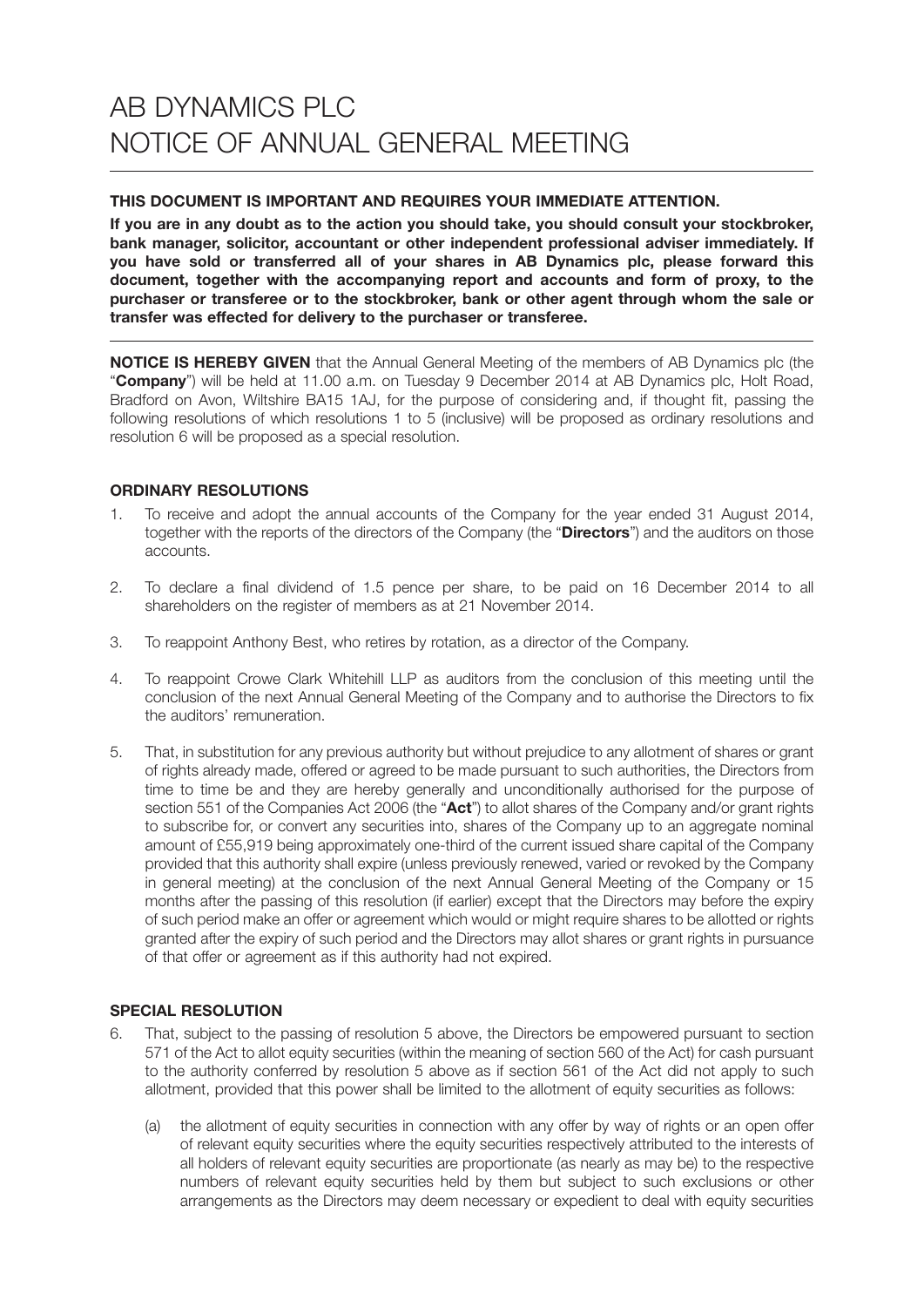# AB DYNAMICS PLC
# NOTICE OF ANNUAL GENERAL MEETING

**THIS DOCUMENT IS IMPORTANT AND REQUIRES YOUR IMMEDIATE ATTENTION.**

**If you are in any doubt as to the action you should take, you should consult your stockbroker, bank manager, solicitor, accountant or other independent professional adviser immediately. If you have sold or transferred all of your shares in AB Dynamics plc, please forward this document, together with the accompanying report and accounts and form of proxy, to the purchaser or transferee or to the stockbroker, bank or other agent through whom the sale or transfer was effected for delivery to the purchaser or transferee.**

**NOTICE IS HEREBY GIVEN** that the Annual General Meeting of the members of AB Dynamics plc (the "**Company**") will be held at 11.00 a.m. on Tuesday 9 December 2014 at AB Dynamics plc, Holt Road, Bradford on Avon, Wiltshire BA15 1AJ, for the purpose of considering and, if thought fit, passing the following resolutions of which resolutions 1 to 5 (inclusive) will be proposed as ordinary resolutions and resolution 6 will be proposed as a special resolution.

## ORDINARY RESOLUTIONS

1. To receive and adopt the annual accounts of the Company for the year ended 31 August 2014, together with the reports of the directors of the Company (the "**Directors**") and the auditors on those accounts.

2. To declare a final dividend of 1.5 pence per share, to be paid on 16 December 2014 to all shareholders on the register of members as at 21 November 2014.

3. To reappoint Anthony Best, who retires by rotation, as a director of the Company.

4. To reappoint Crowe Clark Whitehill LLP as auditors from the conclusion of this meeting until the conclusion of the next Annual General Meeting of the Company and to authorise the Directors to fix the auditors' remuneration.

5. That, in substitution for any previous authority but without prejudice to any allotment of shares or grant of rights already made, offered or agreed to be made pursuant to such authorities, the Directors from time to time be and they are hereby generally and unconditionally authorised for the purpose of section 551 of the Companies Act 2006 (the "**Act**") to allot shares of the Company and/or grant rights to subscribe for, or convert any securities into, shares of the Company up to an aggregate nominal amount of £55,919 being approximately one-third of the current issued share capital of the Company provided that this authority shall expire (unless previously renewed, varied or revoked by the Company in general meeting) at the conclusion of the next Annual General Meeting of the Company or 15 months after the passing of this resolution (if earlier) except that the Directors may before the expiry of such period make an offer or agreement which would or might require shares to be allotted or rights granted after the expiry of such period and the Directors may allot shares or grant rights in pursuance of that offer or agreement as if this authority had not expired.

## SPECIAL RESOLUTION

6. That, subject to the passing of resolution 5 above, the Directors be empowered pursuant to section 571 of the Act to allot equity securities (within the meaning of section 560 of the Act) for cash pursuant to the authority conferred by resolution 5 above as if section 561 of the Act did not apply to such allotment, provided that this power shall be limited to the allotment of equity securities as follows:

   (a) the allotment of equity securities in connection with any offer by way of rights or an open offer of relevant equity securities where the equity securities respectively attributed to the interests of all holders of relevant equity securities are proportionate (as nearly as may be) to the respective numbers of relevant equity securities held by them but subject to such exclusions or other arrangements as the Directors may deem necessary or expedient to deal with equity securities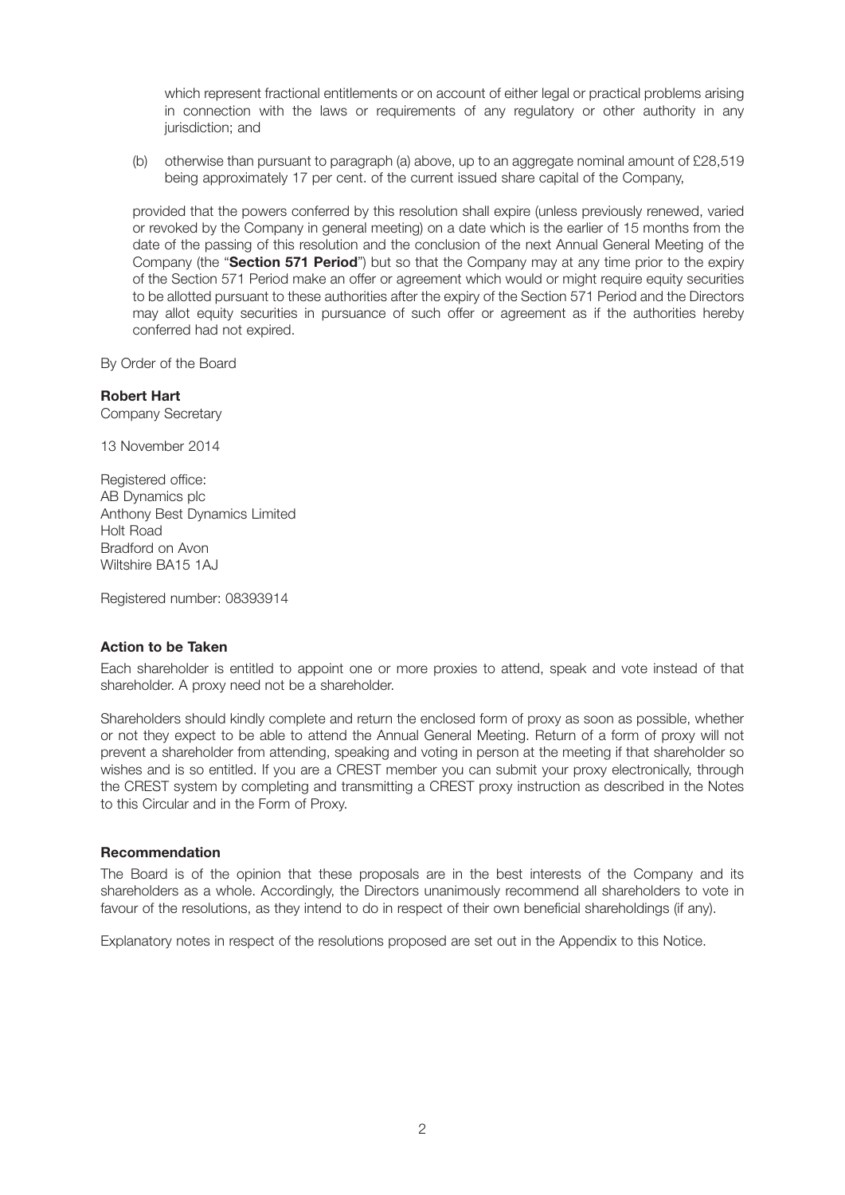which represent fractional entitlements or on account of either legal or practical problems arising in connection with the laws or requirements of any regulatory or other authority in any jurisdiction; and

(b) otherwise than pursuant to paragraph (a) above, up to an aggregate nominal amount of £28,519 being approximately 17 per cent. of the current issued share capital of the Company,

provided that the powers conferred by this resolution shall expire (unless previously renewed, varied or revoked by the Company in general meeting) on a date which is the earlier of 15 months from the date of the passing of this resolution and the conclusion of the next Annual General Meeting of the Company (the "**Section 571 Period**") but so that the Company may at any time prior to the expiry of the Section 571 Period make an offer or agreement which would or might require equity securities to be allotted pursuant to these authorities after the expiry of the Section 571 Period and the Directors may allot equity securities in pursuance of such offer or agreement as if the authorities hereby conferred had not expired.

By Order of the Board

**Robert Hart**
Company Secretary

13 November 2014

Registered office:
AB Dynamics plc
Anthony Best Dynamics Limited
Holt Road
Bradford on Avon
Wiltshire BA15 1AJ

Registered number: 08393914

### Action to be Taken

Each shareholder is entitled to appoint one or more proxies to attend, speak and vote instead of that shareholder. A proxy need not be a shareholder.

Shareholders should kindly complete and return the enclosed form of proxy as soon as possible, whether or not they expect to be able to attend the Annual General Meeting. Return of a form of proxy will not prevent a shareholder from attending, speaking and voting in person at the meeting if that shareholder so wishes and is so entitled. If you are a CREST member you can submit your proxy electronically, through the CREST system by completing and transmitting a CREST proxy instruction as described in the Notes to this Circular and in the Form of Proxy.

### Recommendation

The Board is of the opinion that these proposals are in the best interests of the Company and its shareholders as a whole. Accordingly, the Directors unanimously recommend all shareholders to vote in favour of the resolutions, as they intend to do in respect of their own beneficial shareholdings (if any).

Explanatory notes in respect of the resolutions proposed are set out in the Appendix to this Notice.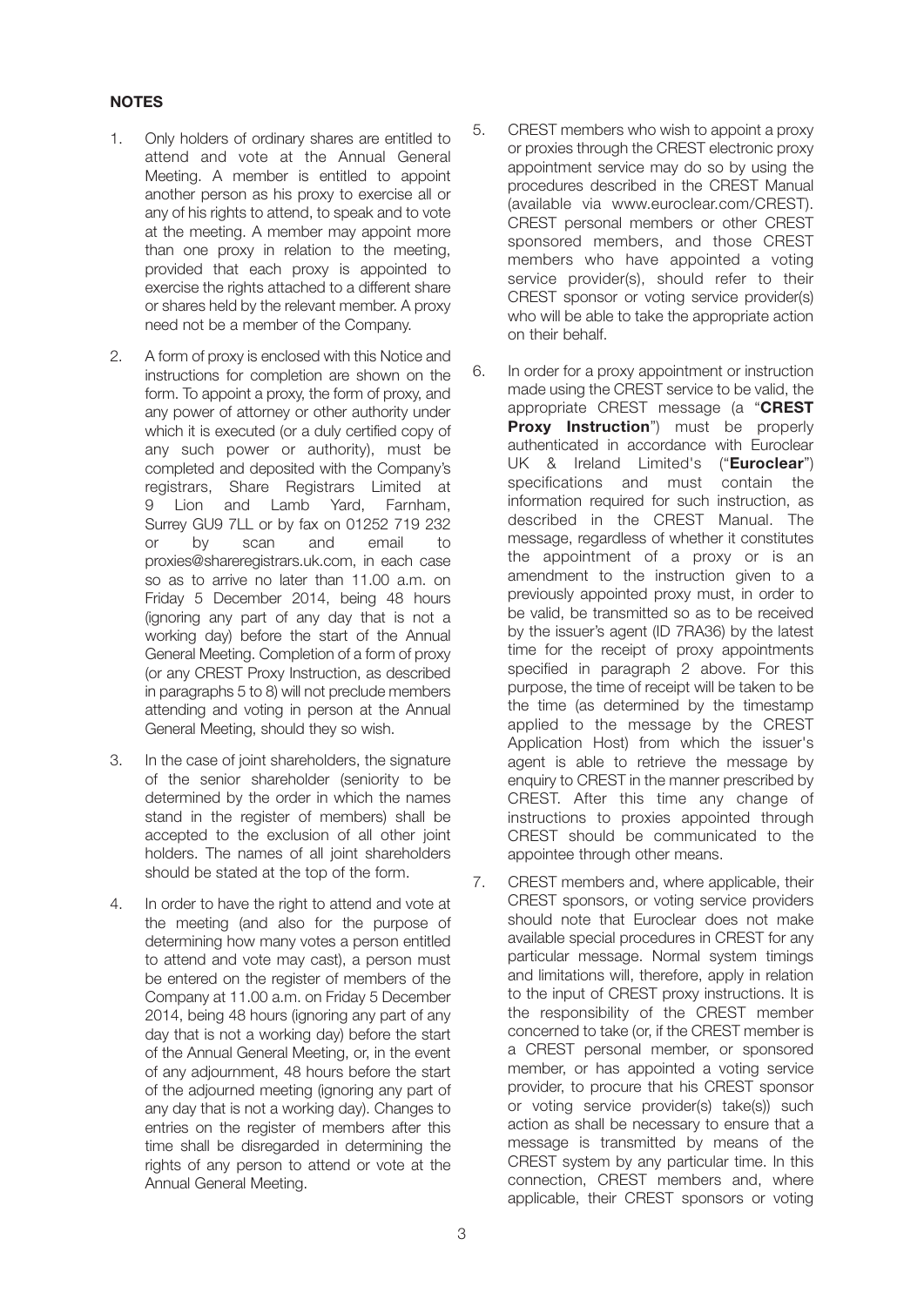**NOTES**

1. Only holders of ordinary shares are entitled to attend and vote at the Annual General Meeting. A member is entitled to appoint another person as his proxy to exercise all or any of his rights to attend, to speak and to vote at the meeting. A member may appoint more than one proxy in relation to the meeting, provided that each proxy is appointed to exercise the rights attached to a different share or shares held by the relevant member. A proxy need not be a member of the Company.

2. A form of proxy is enclosed with this Notice and instructions for completion are shown on the form. To appoint a proxy, the form of proxy, and any power of attorney or other authority under which it is executed (or a duly certified copy of any such power or authority), must be completed and deposited with the Company's registrars, Share Registrars Limited at 9 Lion and Lamb Yard, Farnham, Surrey GU9 7LL or by fax on 01252 719 232 or by scan and email to proxies@shareregistrars.uk.com, in each case so as to arrive no later than 11.00 a.m. on Friday 5 December 2014, being 48 hours (ignoring any part of any day that is not a working day) before the start of the Annual General Meeting. Completion of a form of proxy (or any CREST Proxy Instruction, as described in paragraphs 5 to 8) will not preclude members attending and voting in person at the Annual General Meeting, should they so wish.

3. In the case of joint shareholders, the signature of the senior shareholder (seniority to be determined by the order in which the names stand in the register of members) shall be accepted to the exclusion of all other joint holders. The names of all joint shareholders should be stated at the top of the form.

4. In order to have the right to attend and vote at the meeting (and also for the purpose of determining how many votes a person entitled to attend and vote may cast), a person must be entered on the register of members of the Company at 11.00 a.m. on Friday 5 December 2014, being 48 hours (ignoring any part of any day that is not a working day) before the start of the Annual General Meeting, or, in the event of any adjournment, 48 hours before the start of the adjourned meeting (ignoring any part of any day that is not a working day). Changes to entries on the register of members after this time shall be disregarded in determining the rights of any person to attend or vote at the Annual General Meeting.

5. CREST members who wish to appoint a proxy or proxies through the CREST electronic proxy appointment service may do so by using the procedures described in the CREST Manual (available via www.euroclear.com/CREST). CREST personal members or other CREST sponsored members, and those CREST members who have appointed a voting service provider(s), should refer to their CREST sponsor or voting service provider(s) who will be able to take the appropriate action on their behalf.

6. In order for a proxy appointment or instruction made using the CREST service to be valid, the appropriate CREST message (a "**CREST Proxy Instruction**") must be properly authenticated in accordance with Euroclear UK & Ireland Limited's ("**Euroclear**") specifications and must contain the information required for such instruction, as described in the CREST Manual. The message, regardless of whether it constitutes the appointment of a proxy or is an amendment to the instruction given to a previously appointed proxy must, in order to be valid, be transmitted so as to be received by the issuer's agent (ID 7RA36) by the latest time for the receipt of proxy appointments specified in paragraph 2 above. For this purpose, the time of receipt will be taken to be the time (as determined by the timestamp applied to the message by the CREST Application Host) from which the issuer's agent is able to retrieve the message by enquiry to CREST in the manner prescribed by CREST. After this time any change of instructions to proxies appointed through CREST should be communicated to the appointee through other means.

7. CREST members and, where applicable, their CREST sponsors, or voting service providers should note that Euroclear does not make available special procedures in CREST for any particular message. Normal system timings and limitations will, therefore, apply in relation to the input of CREST proxy instructions. It is the responsibility of the CREST member concerned to take (or, if the CREST member is a CREST personal member, or sponsored member, or has appointed a voting service provider, to procure that his CREST sponsor or voting service provider(s) take(s)) such action as shall be necessary to ensure that a message is transmitted by means of the CREST system by any particular time. In this connection, CREST members and, where applicable, their CREST sponsors or voting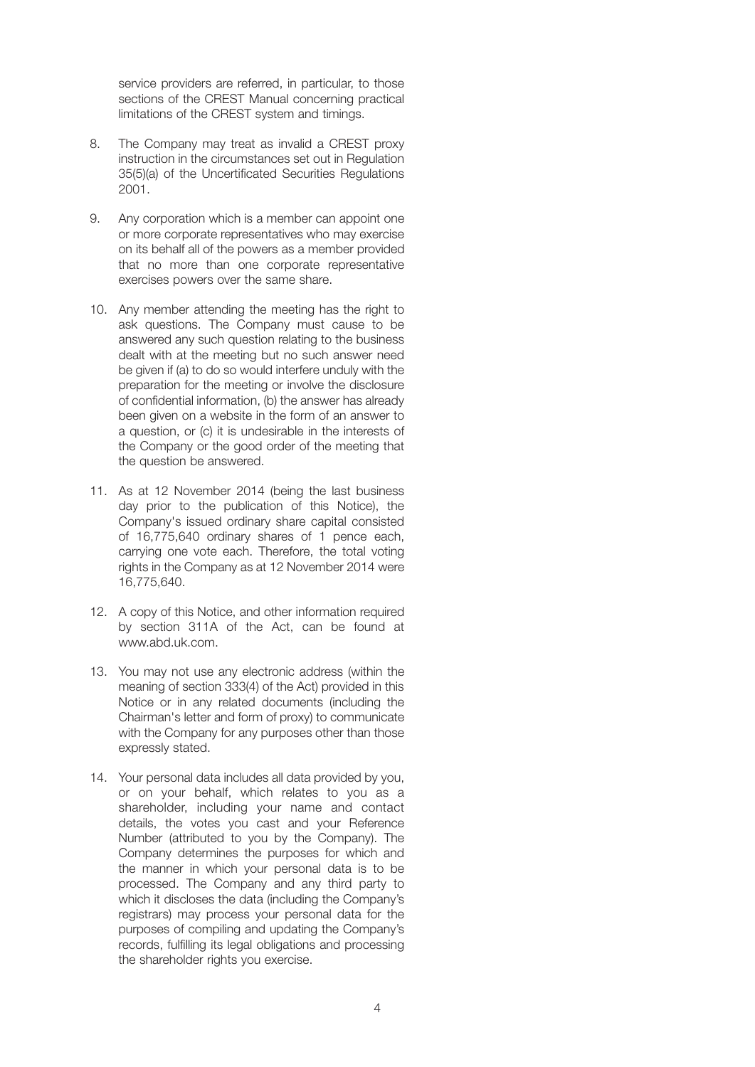service providers are referred, in particular, to those sections of the CREST Manual concerning practical limitations of the CREST system and timings.

8. The Company may treat as invalid a CREST proxy instruction in the circumstances set out in Regulation 35(5)(a) of the Uncertificated Securities Regulations 2001.

9. Any corporation which is a member can appoint one or more corporate representatives who may exercise on its behalf all of the powers as a member provided that no more than one corporate representative exercises powers over the same share.

10. Any member attending the meeting has the right to ask questions. The Company must cause to be answered any such question relating to the business dealt with at the meeting but no such answer need be given if (a) to do so would interfere unduly with the preparation for the meeting or involve the disclosure of confidential information, (b) the answer has already been given on a website in the form of an answer to a question, or (c) it is undesirable in the interests of the Company or the good order of the meeting that the question be answered.

11. As at 12 November 2014 (being the last business day prior to the publication of this Notice), the Company's issued ordinary share capital consisted of 16,775,640 ordinary shares of 1 pence each, carrying one vote each. Therefore, the total voting rights in the Company as at 12 November 2014 were 16,775,640.

12. A copy of this Notice, and other information required by section 311A of the Act, can be found at www.abd.uk.com.

13. You may not use any electronic address (within the meaning of section 333(4) of the Act) provided in this Notice or in any related documents (including the Chairman's letter and form of proxy) to communicate with the Company for any purposes other than those expressly stated.

14. Your personal data includes all data provided by you, or on your behalf, which relates to you as a shareholder, including your name and contact details, the votes you cast and your Reference Number (attributed to you by the Company). The Company determines the purposes for which and the manner in which your personal data is to be processed. The Company and any third party to which it discloses the data (including the Company's registrars) may process your personal data for the purposes of compiling and updating the Company's records, fulfilling its legal obligations and processing the shareholder rights you exercise.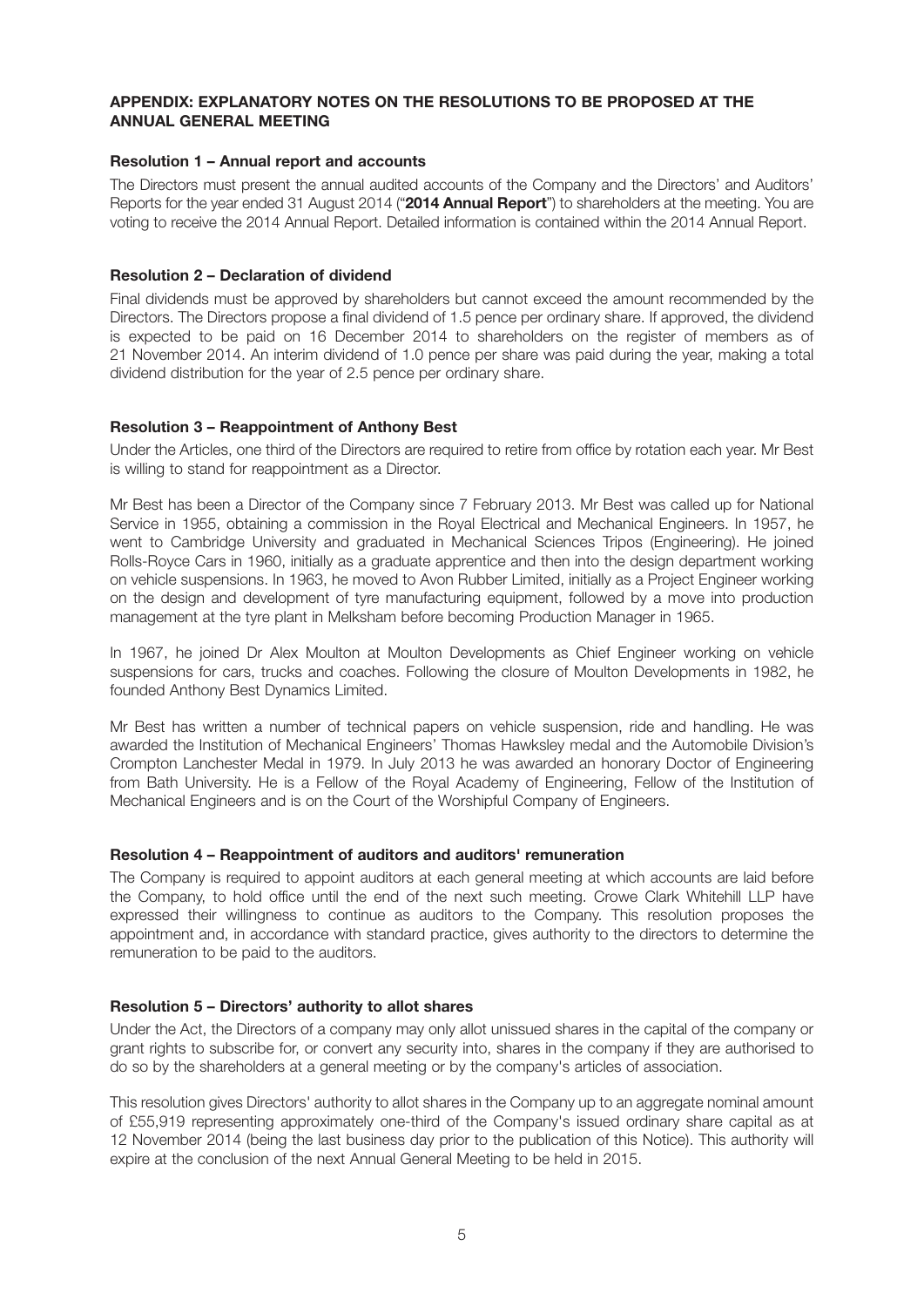## APPENDIX: EXPLANATORY NOTES ON THE RESOLUTIONS TO BE PROPOSED AT THE ANNUAL GENERAL MEETING

### Resolution 1 – Annual report and accounts

The Directors must present the annual audited accounts of the Company and the Directors' and Auditors' Reports for the year ended 31 August 2014 ("**2014 Annual Report**") to shareholders at the meeting. You are voting to receive the 2014 Annual Report. Detailed information is contained within the 2014 Annual Report.

### Resolution 2 – Declaration of dividend

Final dividends must be approved by shareholders but cannot exceed the amount recommended by the Directors. The Directors propose a final dividend of 1.5 pence per ordinary share. If approved, the dividend is expected to be paid on 16 December 2014 to shareholders on the register of members as of 21 November 2014. An interim dividend of 1.0 pence per share was paid during the year, making a total dividend distribution for the year of 2.5 pence per ordinary share.

### Resolution 3 – Reappointment of Anthony Best

Under the Articles, one third of the Directors are required to retire from office by rotation each year. Mr Best is willing to stand for reappointment as a Director.

Mr Best has been a Director of the Company since 7 February 2013. Mr Best was called up for National Service in 1955, obtaining a commission in the Royal Electrical and Mechanical Engineers. In 1957, he went to Cambridge University and graduated in Mechanical Sciences Tripos (Engineering). He joined Rolls-Royce Cars in 1960, initially as a graduate apprentice and then into the design department working on vehicle suspensions. In 1963, he moved to Avon Rubber Limited, initially as a Project Engineer working on the design and development of tyre manufacturing equipment, followed by a move into production management at the tyre plant in Melksham before becoming Production Manager in 1965.

In 1967, he joined Dr Alex Moulton at Moulton Developments as Chief Engineer working on vehicle suspensions for cars, trucks and coaches. Following the closure of Moulton Developments in 1982, he founded Anthony Best Dynamics Limited.

Mr Best has written a number of technical papers on vehicle suspension, ride and handling. He was awarded the Institution of Mechanical Engineers' Thomas Hawksley medal and the Automobile Division's Crompton Lanchester Medal in 1979. In July 2013 he was awarded an honorary Doctor of Engineering from Bath University. He is a Fellow of the Royal Academy of Engineering, Fellow of the Institution of Mechanical Engineers and is on the Court of the Worshipful Company of Engineers.

### Resolution 4 – Reappointment of auditors and auditors' remuneration

The Company is required to appoint auditors at each general meeting at which accounts are laid before the Company, to hold office until the end of the next such meeting. Crowe Clark Whitehill LLP have expressed their willingness to continue as auditors to the Company. This resolution proposes the appointment and, in accordance with standard practice, gives authority to the directors to determine the remuneration to be paid to the auditors.

### Resolution 5 – Directors' authority to allot shares

Under the Act, the Directors of a company may only allot unissued shares in the capital of the company or grant rights to subscribe for, or convert any security into, shares in the company if they are authorised to do so by the shareholders at a general meeting or by the company's articles of association.

This resolution gives Directors' authority to allot shares in the Company up to an aggregate nominal amount of £55,919 representing approximately one-third of the Company's issued ordinary share capital as at 12 November 2014 (being the last business day prior to the publication of this Notice). This authority will expire at the conclusion of the next Annual General Meeting to be held in 2015.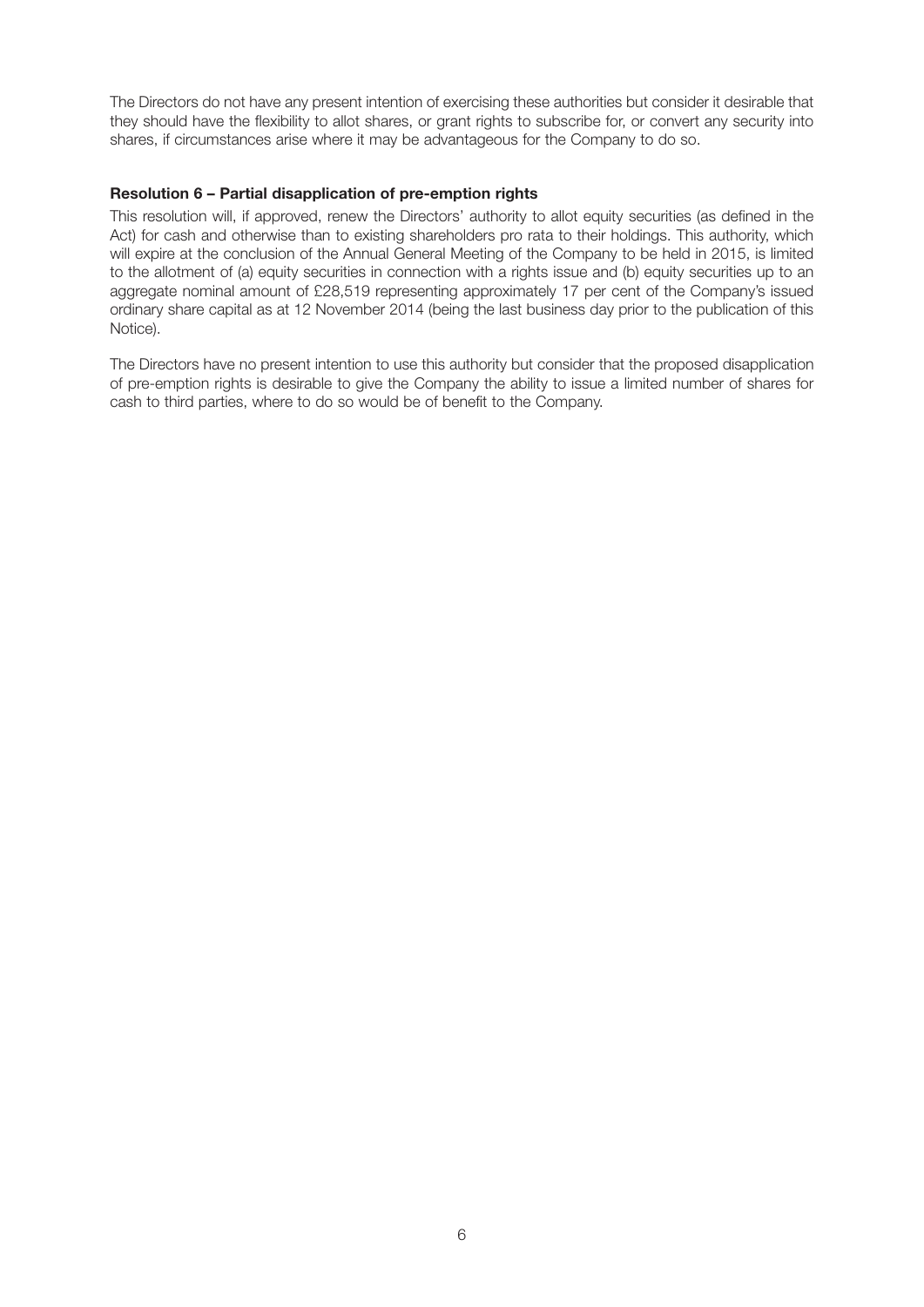The Directors do not have any present intention of exercising these authorities but consider it desirable that they should have the flexibility to allot shares, or grant rights to subscribe for, or convert any security into shares, if circumstances arise where it may be advantageous for the Company to do so.

### Resolution 6 – Partial disapplication of pre-emption rights

This resolution will, if approved, renew the Directors' authority to allot equity securities (as defined in the Act) for cash and otherwise than to existing shareholders pro rata to their holdings. This authority, which will expire at the conclusion of the Annual General Meeting of the Company to be held in 2015, is limited to the allotment of (a) equity securities in connection with a rights issue and (b) equity securities up to an aggregate nominal amount of £28,519 representing approximately 17 per cent of the Company's issued ordinary share capital as at 12 November 2014 (being the last business day prior to the publication of this Notice).

The Directors have no present intention to use this authority but consider that the proposed disapplication of pre-emption rights is desirable to give the Company the ability to issue a limited number of shares for cash to third parties, where to do so would be of benefit to the Company.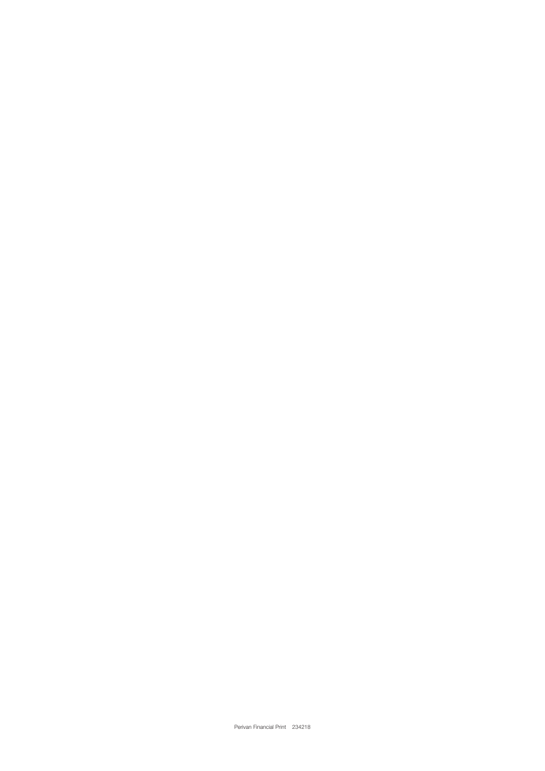Perivan Financial Print 234218